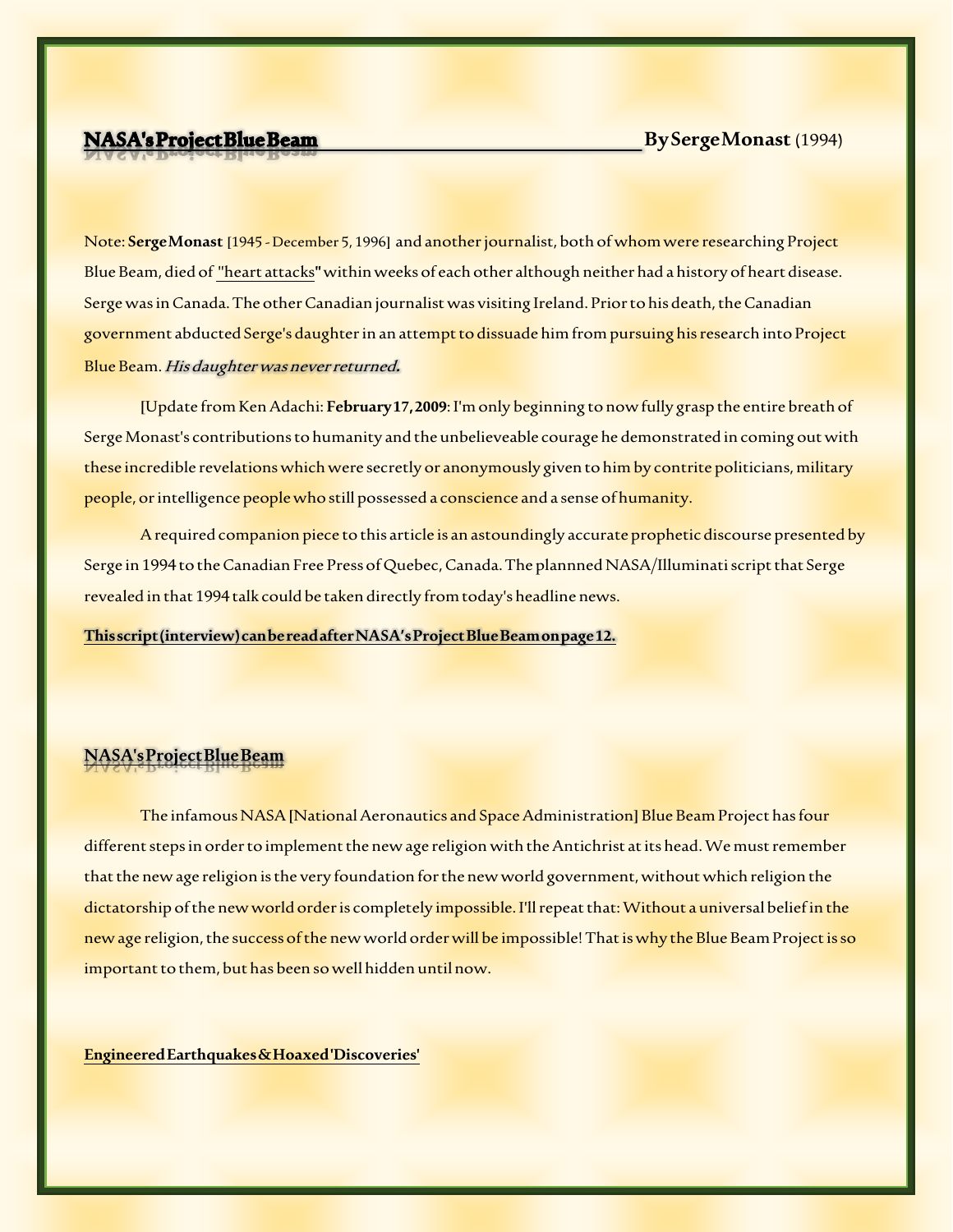# NASA's Project Blue Beam

**By Serge Monast** (1994)

Note: **Serge Monast** [1945 - December 5, 1996] and another journalist, both of whom were researching Project Blue Beam, died of "heart attacks" within weeks of each other although neither had a history of heart disease. Serge was in Canada. The other Canadian journalist was visiting Ireland. Prior to his death, the Canadian government abducted Serge's daughter in an attempt to dissuade him from pursuing his research into Project Blue Beam. ***His daughter was never returned.***

[Update from Ken Adachi: **February 17, 2009**: I'm only beginning to now fully grasp the entire breath of Serge Monast's contributions to humanity and the unbelieveable courage he demonstrated in coming out with these incredible revelations which were secretly or anonymously given to him by contrite politicians, military people, or intelligence people who still possessed a conscience and a sense of humanity.

A required companion piece to this article is an astoundingly accurate prophetic discourse presented by Serge in 1994 to the Canadian Free Press of Quebec, Canada. The plannned NASA/Illuminati script that Serge revealed in that 1994 talk could be taken directly from today's headline news.

**This script (interview) can be read after NASA's Project Blue Beam on page 12.**

## NASA's Project Blue Beam

The infamous NASA [National Aeronautics and Space Administration] Blue Beam Project has four different steps in order to implement the new age religion with the Antichrist at its head. We must remember that the new age religion is the very foundation for the new world government, without which religion the dictatorship of the new world order is completely impossible. I'll repeat that: Without a universal belief in the new age religion, the success of the new world order will be impossible! That is why the Blue Beam Project is so important to them, but has been so well hidden until now.

### Engineered Earthquakes & Hoaxed 'Discoveries'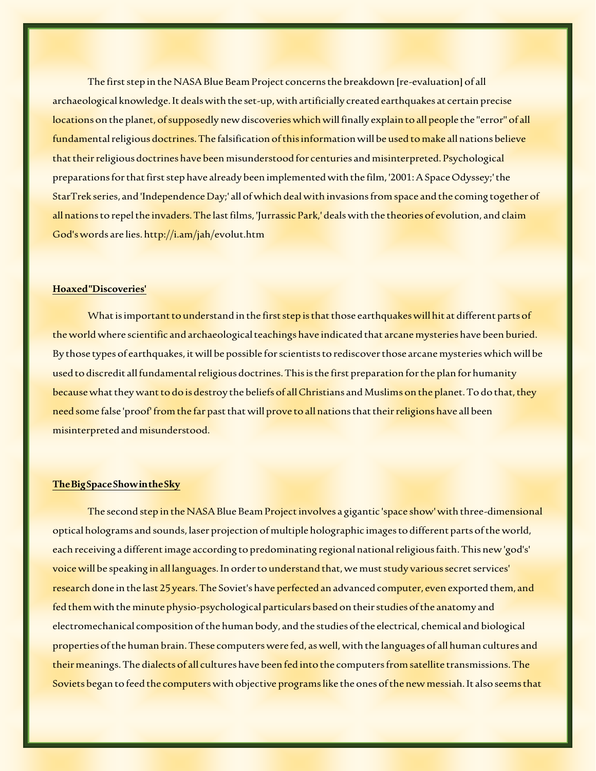The first step in the NASA Blue Beam Project concerns the breakdown [re-evaluation] of all archaeological knowledge. It deals with the set-up, with artificially created earthquakes at certain precise locations on the planet, of supposedly new discoveries which will finally explain to all people the "error" of all fundamental religious doctrines. The falsification of this information will be used to make all nations believe that their religious doctrines have been misunderstood for centuries and misinterpreted. Psychological preparations for that first step have already been implemented with the film, '2001: A Space Odyssey;' the StarTrek series, and 'Independence Day;' all of which deal with invasions from space and the coming together of all nations to repel the invaders. The last films, 'Jurrassic Park,' deals with the theories of evolution, and claim God's words are lies. http://i.am/jah/evolut.htm

**Hoaxed "Discoveries'**

What is important to understand in the first step is that those earthquakes will hit at different parts of the world where scientific and archaeological teachings have indicated that arcane mysteries have been buried. By those types of earthquakes, it will be possible for scientists to rediscover those arcane mysteries which will be used to discredit all fundamental religious doctrines. This is the first preparation for the plan for humanity because what they want to do is destroy the beliefs of all Christians and Muslims on the planet. To do that, they need some false 'proof' from the far past that will prove to all nations that their religions have all been misinterpreted and misunderstood.

**The Big Space Show in the Sky**

The second step in the NASA Blue Beam Project involves a gigantic 'space show' with three-dimensional optical holograms and sounds, laser projection of multiple holographic images to different parts of the world, each receiving a different image according to predominating regional national religious faith. This new 'god's' voice will be speaking in all languages. In order to understand that, we must study various secret services' research done in the last 25 years. The Soviet's have perfected an advanced computer, even exported them, and fed them with the minute physio-psychological particulars based on their studies of the anatomy and electromechanical composition of the human body, and the studies of the electrical, chemical and biological properties of the human brain. These computers were fed, as well, with the languages of all human cultures and their meanings. The dialects of all cultures have been fed into the computers from satellite transmissions. The Soviets began to feed the computers with objective programs like the ones of the new messiah. It also seems that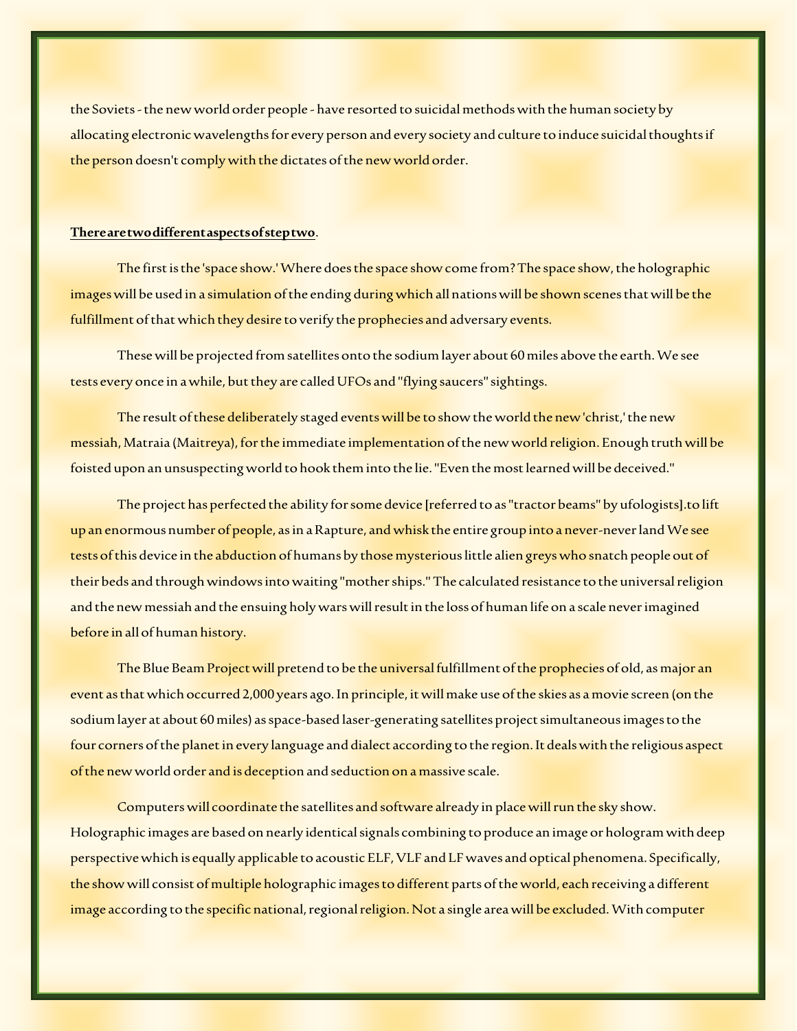the Soviets - the new world order people - have resorted to suicidal methods with the human society by allocating electronic wavelengths for every person and every society and culture to induce suicidal thoughts if the person doesn't comply with the dictates of the new world order.

**<u>There are two different aspects of step two</u>**.

The first is the 'space show.' Where does the space show come from? The space show, the holographic images will be used in a simulation of the ending during which all nations will be shown scenes that will be the fulfillment of that which they desire to verify the prophecies and adversary events.

These will be projected from satellites onto the sodium layer about 60 miles above the earth. We see tests every once in a while, but they are called UFOs and "flying saucers" sightings.

The result of these deliberately staged events will be to show the world the new 'christ,' the new messiah, Matraia (Maitreya), for the immediate implementation of the new world religion. Enough truth will be foisted upon an unsuspecting world to hook them into the lie. "Even the most learned will be deceived."

The project has perfected the ability for some device [referred to as "tractor beams" by ufologists].to lift up an enormous number of people, as in a Rapture, and whisk the entire group into a never-never land We see tests of this device in the abduction of humans by those mysterious little alien greys who snatch people out of their beds and through windows into waiting "mother ships." The calculated resistance to the universal religion and the new messiah and the ensuing holy wars will result in the loss of human life on a scale never imagined before in all of human history.

The Blue Beam Project will pretend to be the universal fulfillment of the prophecies of old, as major an event as that which occurred 2,000 years ago. In principle, it will make use of the skies as a movie screen (on the sodium layer at about 60 miles) as space-based laser-generating satellites project simultaneous images to the four corners of the planet in every language and dialect according to the region. It deals with the religious aspect of the new world order and is deception and seduction on a massive scale.

Computers will coordinate the satellites and software already in place will run the sky show. Holographic images are based on nearly identical signals combining to produce an image or hologram with deep perspective which is equally applicable to acoustic ELF, VLF and LF waves and optical phenomena. Specifically, the show will consist of multiple holographic images to different parts of the world, each receiving a different image according to the specific national, regional religion. Not a single area will be excluded. With computer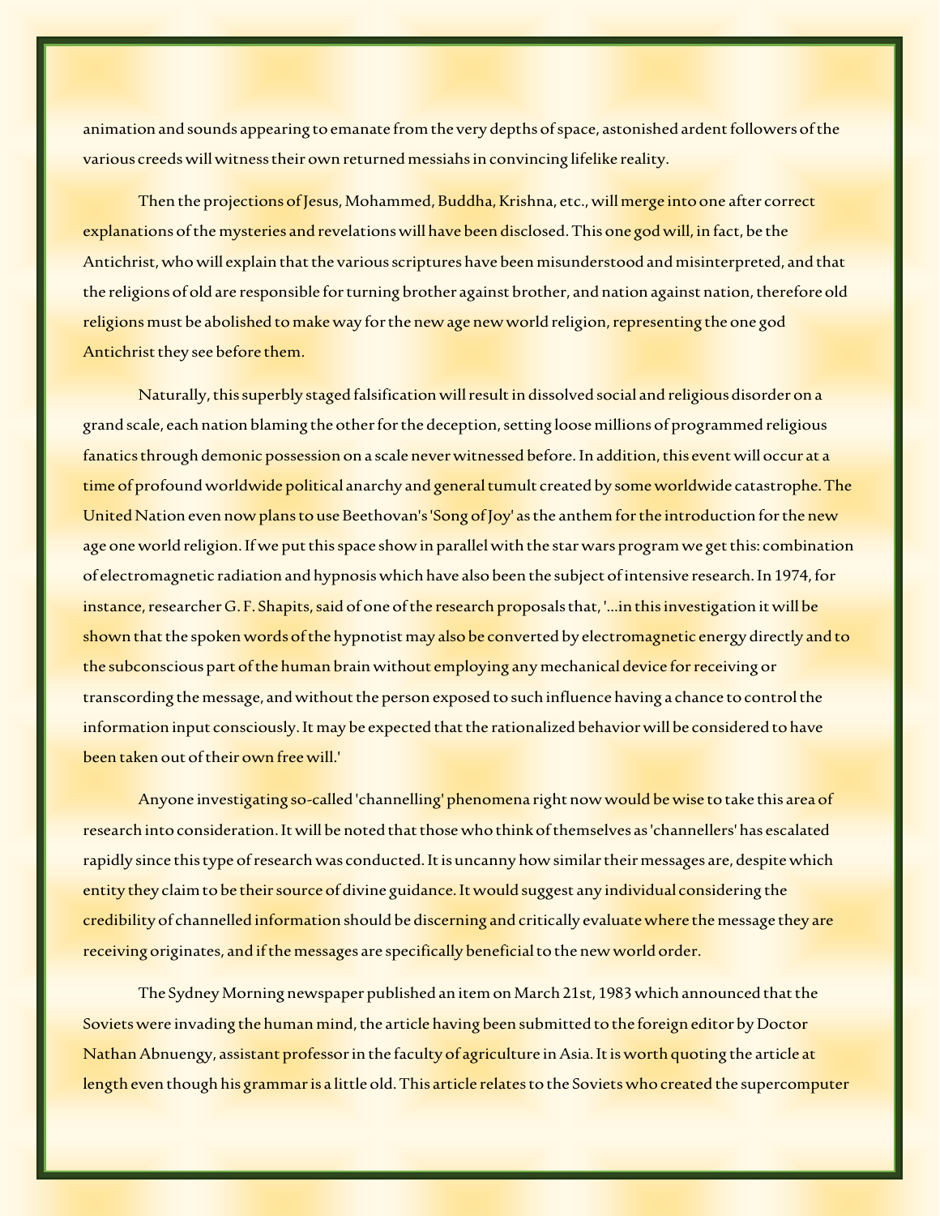animation and sounds appearing to emanate from the very depths of space, astonished ardent followers of the various creeds will witness their own returned messiahs in convincing lifelike reality.

Then the projections of Jesus, Mohammed, Buddha, Krishna, etc., will merge into one after correct explanations of the mysteries and revelations will have been disclosed. This one god will, in fact, be the Antichrist, who will explain that the various scriptures have been misunderstood and misinterpreted, and that the religions of old are responsible for turning brother against brother, and nation against nation, therefore old religions must be abolished to make way for the new age new world religion, representing the one god Antichrist they see before them.

Naturally, this superbly staged falsification will result in dissolved social and religious disorder on a grand scale, each nation blaming the other for the deception, setting loose millions of programmed religious fanatics through demonic possession on a scale never witnessed before. In addition, this event will occur at a time of profound worldwide political anarchy and general tumult created by some worldwide catastrophe. The United Nation even now plans to use Beethovan's 'Song of Joy' as the anthem for the introduction for the new age one world religion. If we put this space show in parallel with the star wars program we get this: combination of electromagnetic radiation and hypnosis which have also been the subject of intensive research. In 1974, for instance, researcher G. F. Shapits, said of one of the research proposals that, '...in this investigation it will be shown that the spoken words of the hypnotist may also be converted by electromagnetic energy directly and to the subconscious part of the human brain without employing any mechanical device for receiving or transcording the message, and without the person exposed to such influence having a chance to control the information input consciously. It may be expected that the rationalized behavior will be considered to have been taken out of their own free will.'

Anyone investigating so-called 'channelling' phenomena right now would be wise to take this area of research into consideration. It will be noted that those who think of themselves as 'channellers' has escalated rapidly since this type of research was conducted. It is uncanny how similar their messages are, despite which entity they claim to be their source of divine guidance. It would suggest any individual considering the credibility of channelled information should be discerning and critically evaluate where the message they are receiving originates, and if the messages are specifically beneficial to the new world order.

The Sydney Morning newspaper published an item on March 21st, 1983 which announced that the Soviets were invading the human mind, the article having been submitted to the foreign editor by Doctor Nathan Abnuengy, assistant professor in the faculty of agriculture in Asia. It is worth quoting the article at length even though his grammar is a little old. This article relates to the Soviets who created the supercomputer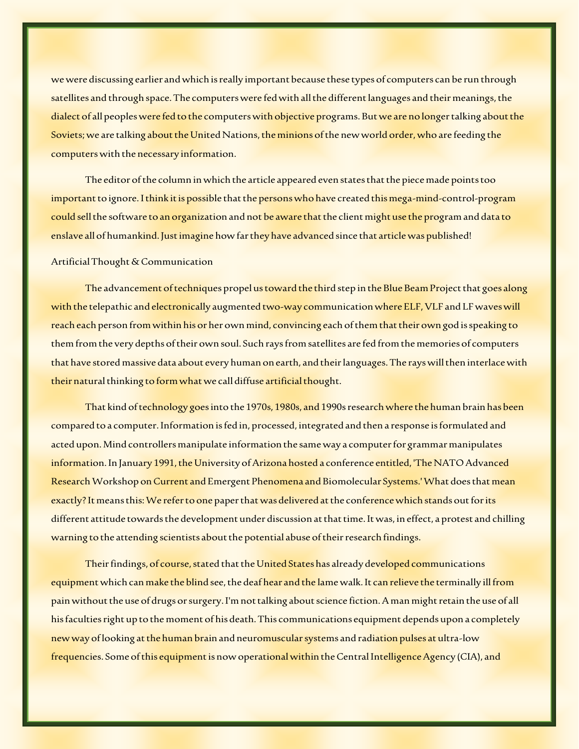we were discussing earlier and which is really important because these types of computers can be run through satellites and through space. The computers were fed with all the different languages and their meanings, the dialect of all peoples were fed to the computers with objective programs. But we are no longer talking about the Soviets; we are talking about the United Nations, the minions of the new world order, who are feeding the computers with the necessary information.

The editor of the column in which the article appeared even states that the piece made points too important to ignore. I think it is possible that the persons who have created this mega-mind-control-program could sell the software to an organization and not be aware that the client might use the program and data to enslave all of humankind. Just imagine how far they have advanced since that article was published!

Artificial Thought & Communication

The advancement of techniques propel us toward the third step in the Blue Beam Project that goes along with the telepathic and electronically augmented two-way communication where ELF, VLF and LF waves will reach each person from within his or her own mind, convincing each of them that their own god is speaking to them from the very depths of their own soul. Such rays from satellites are fed from the memories of computers that have stored massive data about every human on earth, and their languages. The rays will then interlace with their natural thinking to form what we call diffuse artificial thought.

That kind of technology goes into the 1970s, 1980s, and 1990s research where the human brain has been compared to a computer. Information is fed in, processed, integrated and then a response is formulated and acted upon. Mind controllers manipulate information the same way a computer for grammar manipulates information. In January 1991, the University of Arizona hosted a conference entitled, 'The NATO Advanced Research Workshop on Current and Emergent Phenomena and Biomolecular Systems.' What does that mean exactly? It means this: We refer to one paper that was delivered at the conference which stands out for its different attitude towards the development under discussion at that time. It was, in effect, a protest and chilling warning to the attending scientists about the potential abuse of their research findings.

Their findings, of course, stated that the United States has already developed communications equipment which can make the blind see, the deaf hear and the lame walk. It can relieve the terminally ill from pain without the use of drugs or surgery. I'm not talking about science fiction. A man might retain the use of all his faculties right up to the moment of his death. This communications equipment depends upon a completely new way of looking at the human brain and neuromuscular systems and radiation pulses at ultra-low frequencies. Some of this equipment is now operational within the Central Intelligence Agency (CIA), and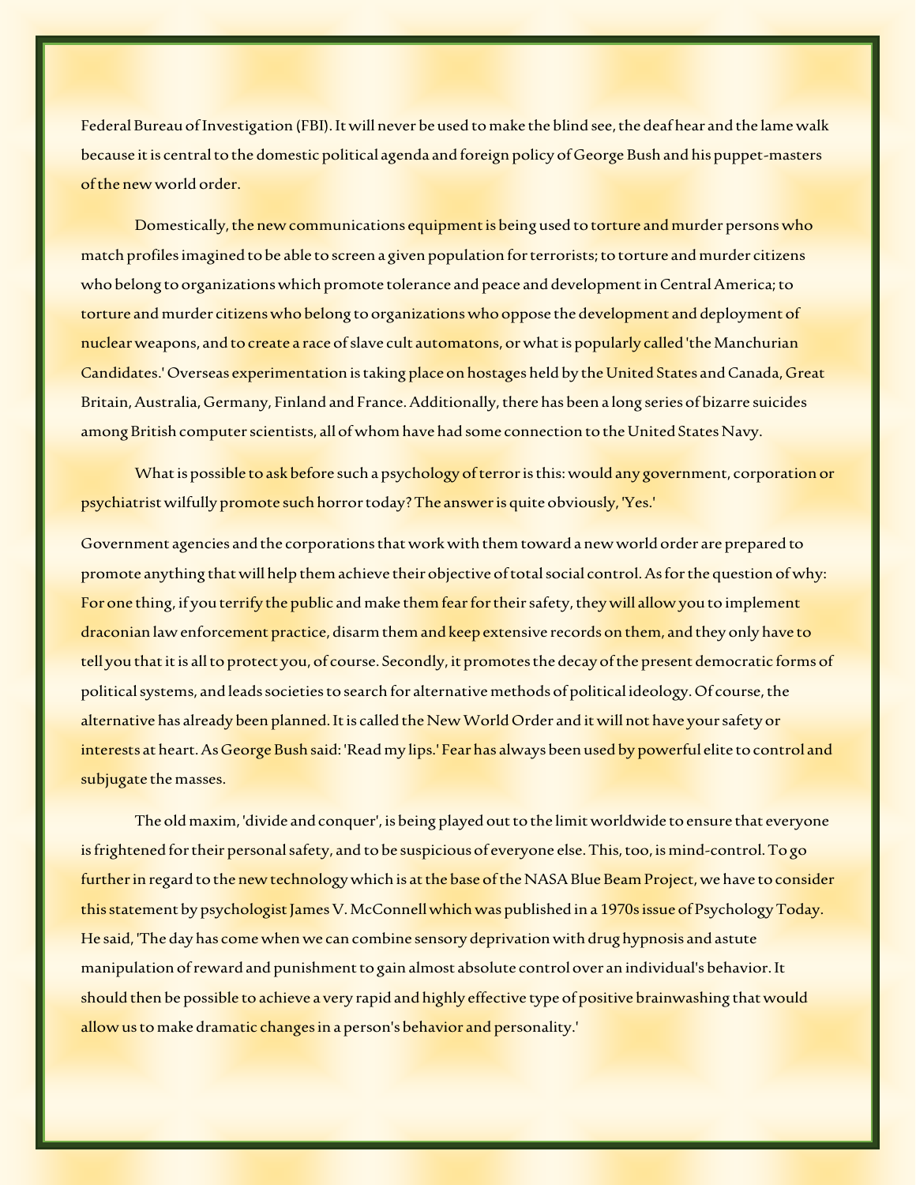Federal Bureau of Investigation (FBI). It will never be used to make the blind see, the deaf hear and the lame walk because it is central to the domestic political agenda and foreign policy of George Bush and his puppet-masters of the new world order.

Domestically, the new communications equipment is being used to torture and murder persons who match profiles imagined to be able to screen a given population for terrorists; to torture and murder citizens who belong to organizations which promote tolerance and peace and development in Central America; to torture and murder citizens who belong to organizations who oppose the development and deployment of nuclear weapons, and to create a race of slave cult automatons, or what is popularly called 'the Manchurian Candidates.' Overseas experimentation is taking place on hostages held by the United States and Canada, Great Britain, Australia, Germany, Finland and France. Additionally, there has been a long series of bizarre suicides among British computer scientists, all of whom have had some connection to the United States Navy.

What is possible to ask before such a psychology of terror is this: would any government, corporation or psychiatrist wilfully promote such horror today? The answer is quite obviously, 'Yes.'

Government agencies and the corporations that work with them toward a new world order are prepared to promote anything that will help them achieve their objective of total social control. As for the question of why: For one thing, if you terrify the public and make them fear for their safety, they will allow you to implement draconian law enforcement practice, disarm them and keep extensive records on them, and they only have to tell you that it is all to protect you, of course. Secondly, it promotes the decay of the present democratic forms of political systems, and leads societies to search for alternative methods of political ideology. Of course, the alternative has already been planned. It is called the New World Order and it will not have your safety or interests at heart. As George Bush said: 'Read my lips.' Fear has always been used by powerful elite to control and subjugate the masses.

The old maxim, 'divide and conquer', is being played out to the limit worldwide to ensure that everyone is frightened for their personal safety, and to be suspicious of everyone else. This, too, is mind-control. To go further in regard to the new technology which is at the base of the NASA Blue Beam Project, we have to consider this statement by psychologist James V. McConnell which was published in a 1970s issue of Psychology Today. He said, 'The day has come when we can combine sensory deprivation with drug hypnosis and astute manipulation of reward and punishment to gain almost absolute control over an individual's behavior. It should then be possible to achieve a very rapid and highly effective type of positive brainwashing that would allow us to make dramatic changes in a person's behavior and personality.'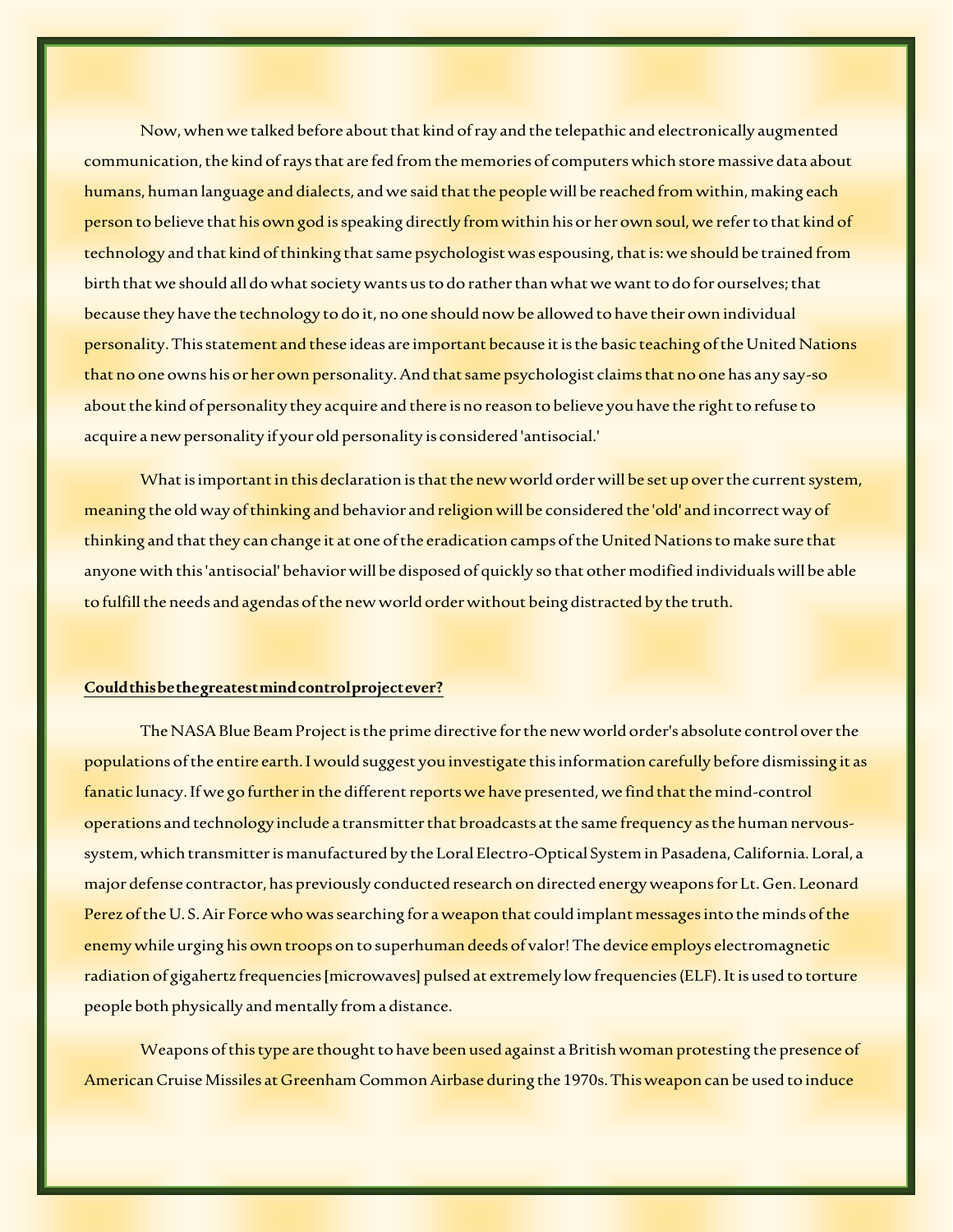Now, when we talked before about that kind of ray and the telepathic and electronically augmented communication, the kind of rays that are fed from the memories of computers which store massive data about humans, human language and dialects, and we said that the people will be reached from within, making each person to believe that his own god is speaking directly from within his or her own soul, we refer to that kind of technology and that kind of thinking that same psychologist was espousing, that is: we should be trained from birth that we should all do what society wants us to do rather than what we want to do for ourselves; that because they have the technology to do it, no one should now be allowed to have their own individual personality. This statement and these ideas are important because it is the basic teaching of the United Nations that no one owns his or her own personality. And that same psychologist claims that no one has any say-so about the kind of personality they acquire and there is no reason to believe you have the right to refuse to acquire a new personality if your old personality is considered 'antisocial.'

What is important in this declaration is that the new world order will be set up over the current system, meaning the old way of thinking and behavior and religion will be considered the 'old' and incorrect way of thinking and that they can change it at one of the eradication camps of the United Nations to make sure that anyone with this 'antisocial' behavior will be disposed of quickly so that other modified individuals will be able to fulfill the needs and agendas of the new world order without being distracted by the truth.

**Could this be the greatest mind control project ever?**

The NASA Blue Beam Project is the prime directive for the new world order's absolute control over the populations of the entire earth. I would suggest you investigate this information carefully before dismissing it as fanatic lunacy. If we go further in the different reports we have presented, we find that the mind-control operations and technology include a transmitter that broadcasts at the same frequency as the human nervous-system, which transmitter is manufactured by the Loral Electro-Optical System in Pasadena, California. Loral, a major defense contractor, has previously conducted research on directed energy weapons for Lt. Gen. Leonard Perez of the U. S. Air Force who was searching for a weapon that could implant messages into the minds of the enemy while urging his own troops on to superhuman deeds of valor! The device employs electromagnetic radiation of gigahertz frequencies [microwaves] pulsed at extremely low frequencies (ELF). It is used to torture people both physically and mentally from a distance.

Weapons of this type are thought to have been used against a British woman protesting the presence of American Cruise Missiles at Greenham Common Airbase during the 1970s. This weapon can be used to induce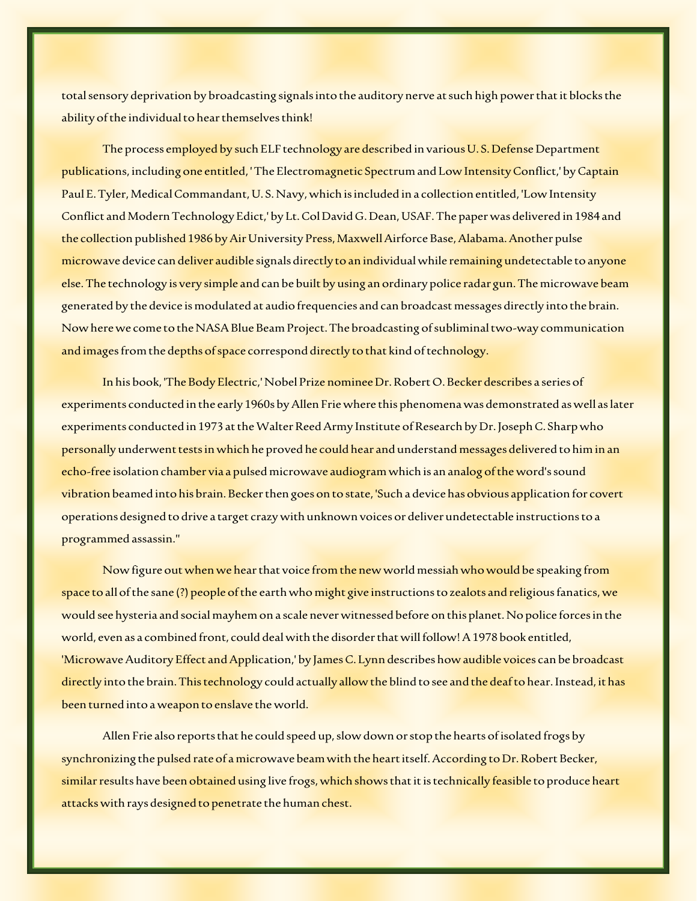total sensory deprivation by broadcasting signals into the auditory nerve at such high power that it blocks the ability of the individual to hear themselves think!

The process employed by such ELF technology are described in various U. S. Defense Department publications, including one entitled, ' The Electromagnetic Spectrum and Low Intensity Conflict,' by Captain Paul E. Tyler, Medical Commandant, U. S. Navy, which is included in a collection entitled, 'Low Intensity Conflict and Modern Technology Edict,' by Lt. Col David G. Dean, USAF. The paper was delivered in 1984 and the collection published 1986 by Air University Press, Maxwell Airforce Base, Alabama. Another pulse microwave device can deliver audible signals directly to an individual while remaining undetectable to anyone else. The technology is very simple and can be built by using an ordinary police radar gun. The microwave beam generated by the device is modulated at audio frequencies and can broadcast messages directly into the brain. Now here we come to the NASA Blue Beam Project. The broadcasting of subliminal two-way communication and images from the depths of space correspond directly to that kind of technology.

In his book, 'The Body Electric,' Nobel Prize nominee Dr. Robert O. Becker describes a series of experiments conducted in the early 1960s by Allen Frie where this phenomena was demonstrated as well as later experiments conducted in 1973 at the Walter Reed Army Institute of Research by Dr. Joseph C. Sharp who personally underwent tests in which he proved he could hear and understand messages delivered to him in an echo-free isolation chamber via a pulsed microwave audiogram which is an analog of the word's sound vibration beamed into his brain. Becker then goes on to state, 'Such a device has obvious application for covert operations designed to drive a target crazy with unknown voices or deliver undetectable instructions to a programmed assassin."

Now figure out when we hear that voice from the new world messiah who would be speaking from space to all of the sane (?) people of the earth who might give instructions to zealots and religious fanatics, we would see hysteria and social mayhem on a scale never witnessed before on this planet. No police forces in the world, even as a combined front, could deal with the disorder that will follow! A 1978 book entitled, 'Microwave Auditory Effect and Application,' by James C. Lynn describes how audible voices can be broadcast directly into the brain. This technology could actually allow the blind to see and the deaf to hear. Instead, it has been turned into a weapon to enslave the world.

Allen Frie also reports that he could speed up, slow down or stop the hearts of isolated frogs by synchronizing the pulsed rate of a microwave beam with the heart itself. According to Dr. Robert Becker, similar results have been obtained using live frogs, which shows that it is technically feasible to produce heart attacks with rays designed to penetrate the human chest.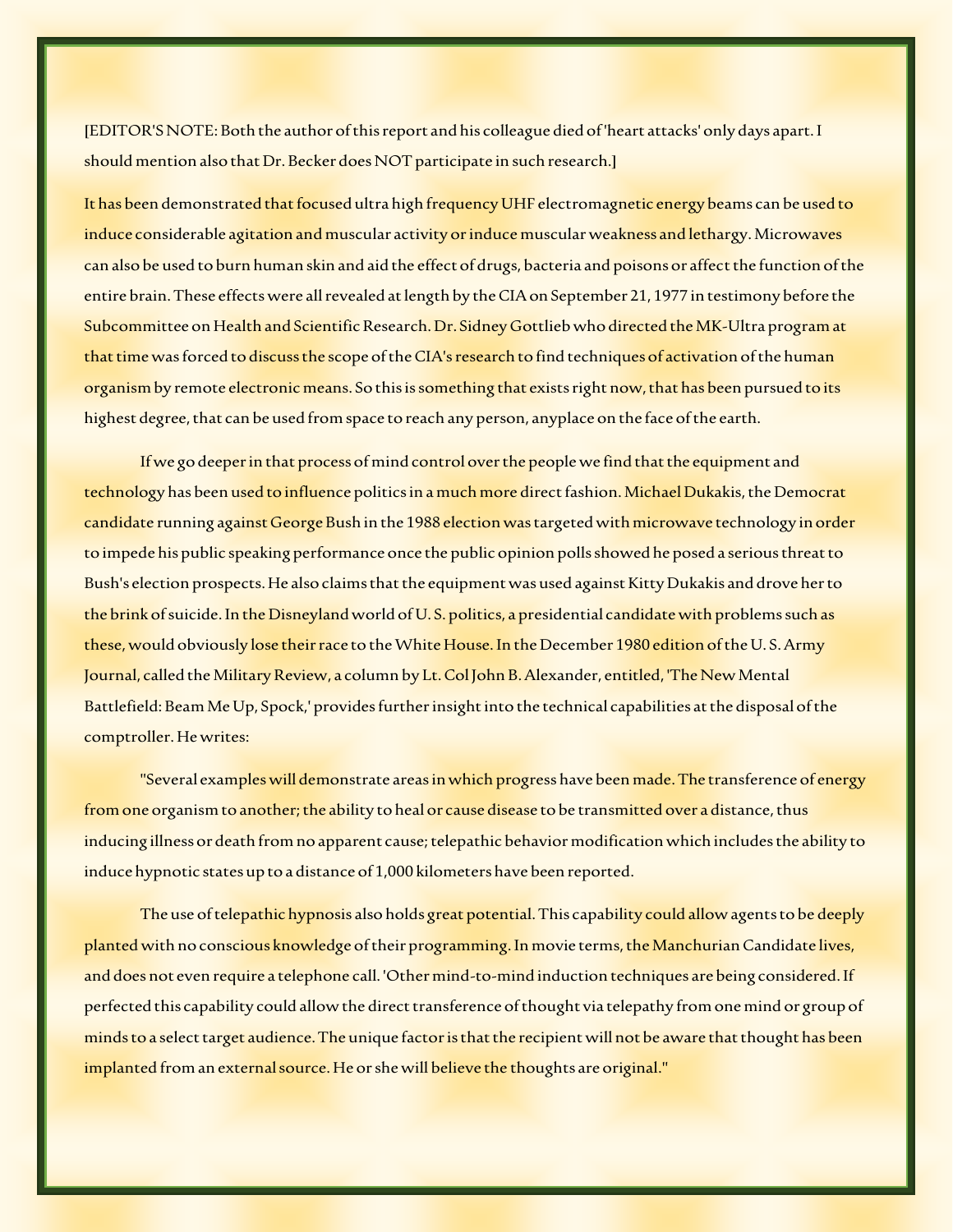[EDITOR'S NOTE: Both the author of this report and his colleague died of 'heart attacks' only days apart. I should mention also that Dr. Becker does NOT participate in such research.]

It has been demonstrated that focused ultra high frequency UHF electromagnetic energy beams can be used to induce considerable agitation and muscular activity or induce muscular weakness and lethargy. Microwaves can also be used to burn human skin and aid the effect of drugs, bacteria and poisons or affect the function of the entire brain. These effects were all revealed at length by the CIA on September 21, 1977 in testimony before the Subcommittee on Health and Scientific Research. Dr. Sidney Gottlieb who directed the MK-Ultra program at that time was forced to discuss the scope of the CIA's research to find techniques of activation of the human organism by remote electronic means. So this is something that exists right now, that has been pursued to its highest degree, that can be used from space to reach any person, anyplace on the face of the earth.

If we go deeper in that process of mind control over the people we find that the equipment and technology has been used to influence politics in a much more direct fashion. Michael Dukakis, the Democrat candidate running against George Bush in the 1988 election was targeted with microwave technology in order to impede his public speaking performance once the public opinion polls showed he posed a serious threat to Bush's election prospects. He also claims that the equipment was used against Kitty Dukakis and drove her to the brink of suicide. In the Disneyland world of U. S. politics, a presidential candidate with problems such as these, would obviously lose their race to the White House. In the December 1980 edition of the U. S. Army Journal, called the Military Review, a column by Lt. Col John B. Alexander, entitled, 'The New Mental Battlefield: Beam Me Up, Spock,' provides further insight into the technical capabilities at the disposal of the comptroller. He writes:

"Several examples will demonstrate areas in which progress have been made. The transference of energy from one organism to another; the ability to heal or cause disease to be transmitted over a distance, thus inducing illness or death from no apparent cause; telepathic behavior modification which includes the ability to induce hypnotic states up to a distance of 1,000 kilometers have been reported.

The use of telepathic hypnosis also holds great potential. This capability could allow agents to be deeply planted with no conscious knowledge of their programming. In movie terms, the Manchurian Candidate lives, and does not even require a telephone call. 'Other mind-to-mind induction techniques are being considered. If perfected this capability could allow the direct transference of thought via telepathy from one mind or group of minds to a select target audience. The unique factor is that the recipient will not be aware that thought has been implanted from an external source. He or she will believe the thoughts are original."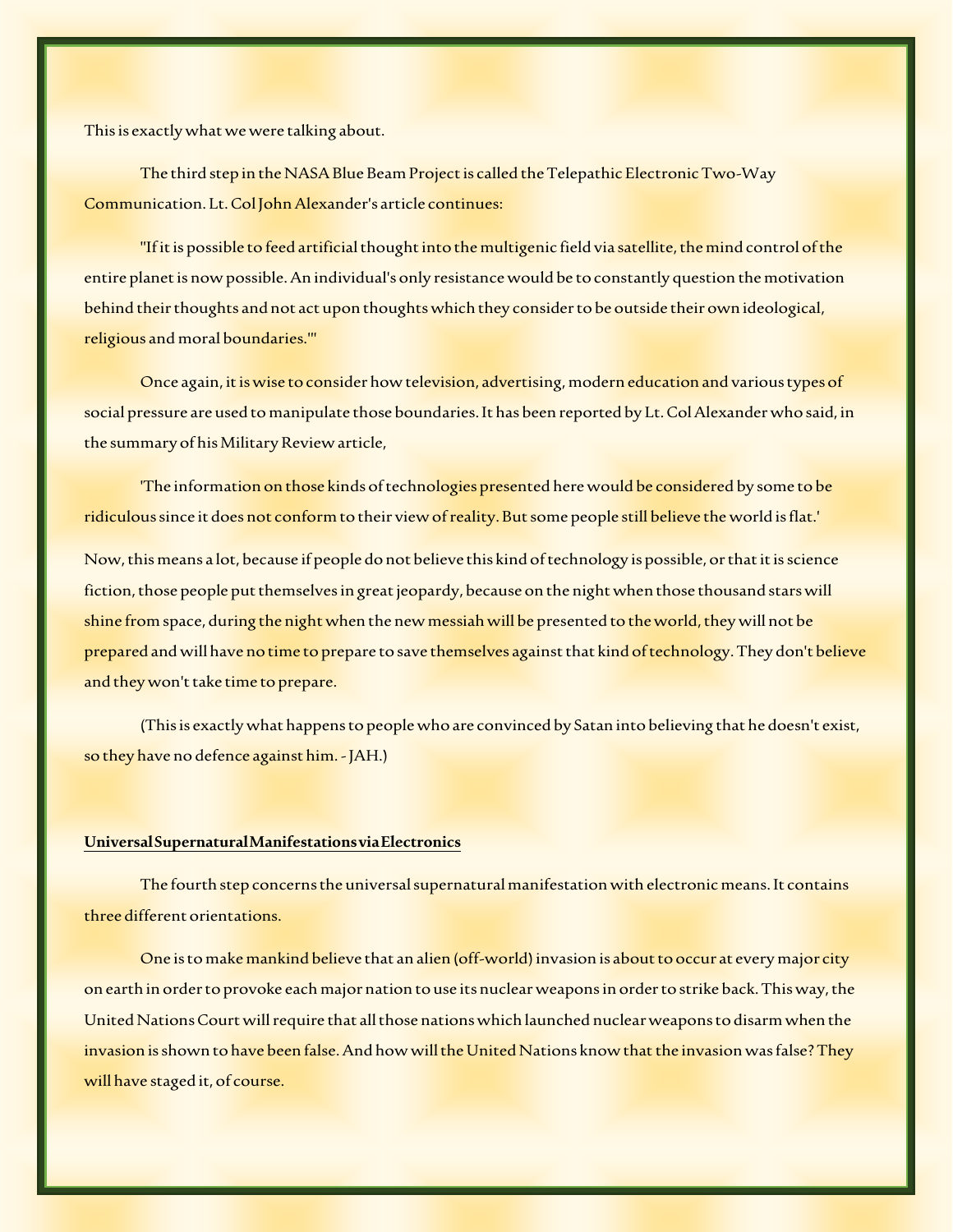This is exactly what we were talking about.

The third step in the NASA Blue Beam Project is called the Telepathic Electronic Two-Way Communication. Lt. Col John Alexander's article continues:

"If it is possible to feed artificial thought into the multigenic field via satellite, the mind control of the entire planet is now possible. An individual's only resistance would be to constantly question the motivation behind their thoughts and not act upon thoughts which they consider to be outside their own ideological, religious and moral boundaries.'"

Once again, it is wise to consider how television, advertising, modern education and various types of social pressure are used to manipulate those boundaries. It has been reported by Lt. Col Alexander who said, in the summary of his Military Review article,

'The information on those kinds of technologies presented here would be considered by some to be ridiculous since it does not conform to their view of reality. But some people still believe the world is flat.'

Now, this means a lot, because if people do not believe this kind of technology is possible, or that it is science fiction, those people put themselves in great jeopardy, because on the night when those thousand stars will shine from space, during the night when the new messiah will be presented to the world, they will not be prepared and will have no time to prepare to save themselves against that kind of technology. They don't believe and they won't take time to prepare.

(This is exactly what happens to people who are convinced by Satan into believing that he doesn't exist, so they have no defence against him. - JAH.)

## Universal Supernatural Manifestations via Electronics

The fourth step concerns the universal supernatural manifestation with electronic means. It contains three different orientations.

One is to make mankind believe that an alien (off-world) invasion is about to occur at every major city on earth in order to provoke each major nation to use its nuclear weapons in order to strike back. This way, the United Nations Court will require that all those nations which launched nuclear weapons to disarm when the invasion is shown to have been false. And how will the United Nations know that the invasion was false? They will have staged it, of course.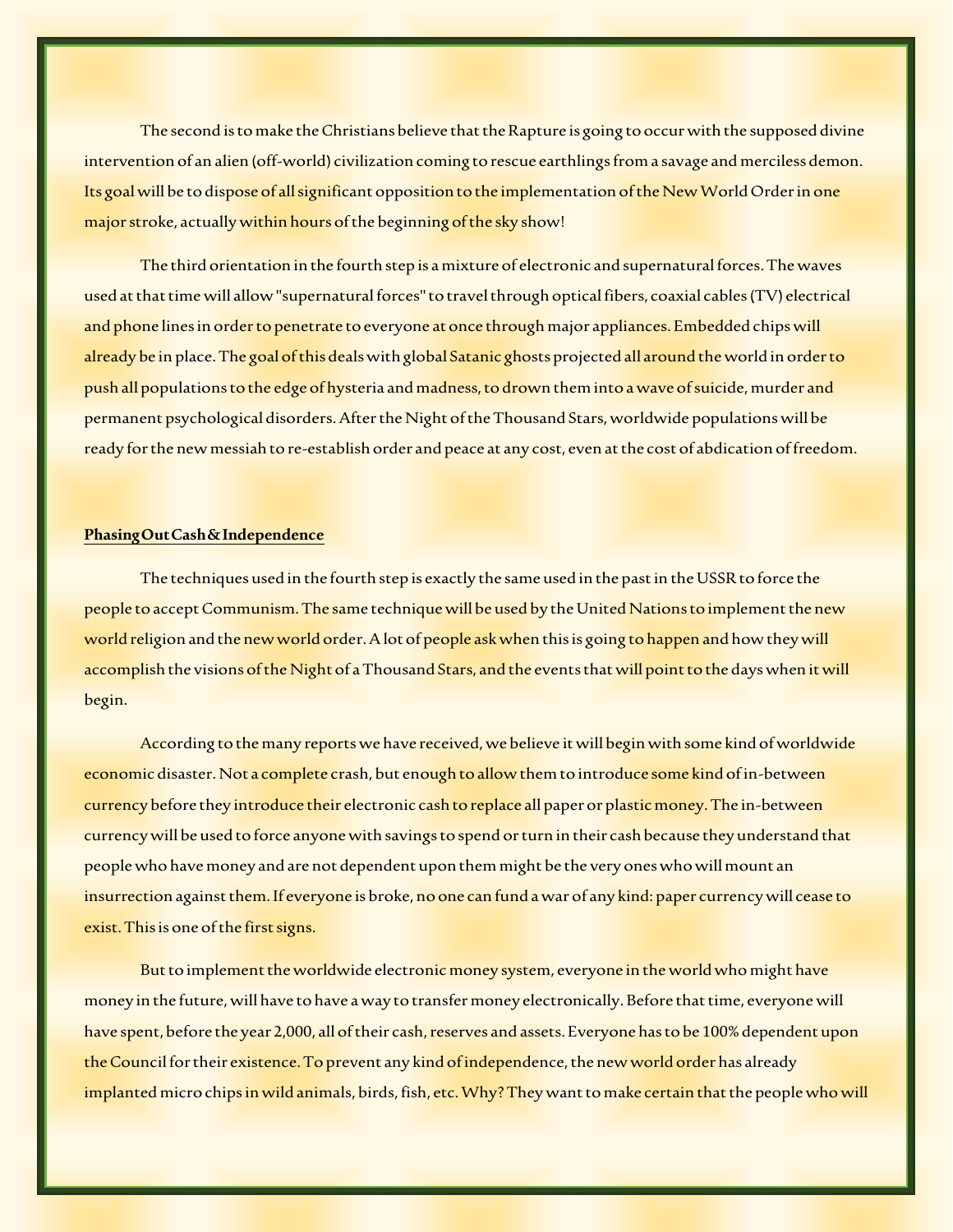The second is to make the Christians believe that the Rapture is going to occur with the supposed divine intervention of an alien (off-world) civilization coming to rescue earthlings from a savage and merciless demon. Its goal will be to dispose of all significant opposition to the implementation of the New World Order in one major stroke, actually within hours of the beginning of the sky show!

The third orientation in the fourth step is a mixture of electronic and supernatural forces. The waves used at that time will allow "supernatural forces" to travel through optical fibers, coaxial cables (TV) electrical and phone lines in order to penetrate to everyone at once through major appliances. Embedded chips will already be in place. The goal of this deals with global Satanic ghosts projected all around the world in order to push all populations to the edge of hysteria and madness, to drown them into a wave of suicide, murder and permanent psychological disorders. After the Night of the Thousand Stars, worldwide populations will be ready for the new messiah to re-establish order and peace at any cost, even at the cost of abdication of freedom.

**Phasing Out Cash & Independence**

The techniques used in the fourth step is exactly the same used in the past in the USSR to force the people to accept Communism. The same technique will be used by the United Nations to implement the new world religion and the new world order. A lot of people ask when this is going to happen and how they will accomplish the visions of the Night of a Thousand Stars, and the events that will point to the days when it will begin.

According to the many reports we have received, we believe it will begin with some kind of worldwide economic disaster. Not a complete crash, but enough to allow them to introduce some kind of in-between currency before they introduce their electronic cash to replace all paper or plastic money. The in-between currency will be used to force anyone with savings to spend or turn in their cash because they understand that people who have money and are not dependent upon them might be the very ones who will mount an insurrection against them. If everyone is broke, no one can fund a war of any kind: paper currency will cease to exist. This is one of the first signs.

But to implement the worldwide electronic money system, everyone in the world who might have money in the future, will have to have a way to transfer money electronically. Before that time, everyone will have spent, before the year 2,000, all of their cash, reserves and assets. Everyone has to be 100% dependent upon the Council for their existence. To prevent any kind of independence, the new world order has already implanted micro chips in wild animals, birds, fish, etc. Why? They want to make certain that the people who will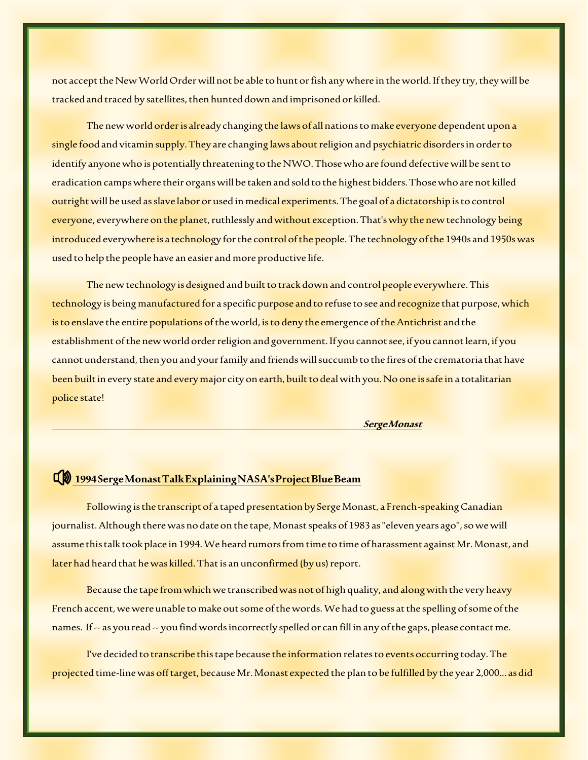not accept the New World Order will not be able to hunt or fish any where in the world. If they try, they will be tracked and traced by satellites, then hunted down and imprisoned or killed.

The new world order is already changing the laws of all nations to make everyone dependent upon a single food and vitamin supply. They are changing laws about religion and psychiatric disorders in order to identify anyone who is potentially threatening to the NWO. Those who are found defective will be sent to eradication camps where their organs will be taken and sold to the highest bidders. Those who are not killed outright will be used as slave labor or used in medical experiments. The goal of a dictatorship is to control everyone, everywhere on the planet, ruthlessly and without exception. That's why the new technology being introduced everywhere is a technology for the control of the people. The technology of the 1940s and 1950s was used to help the people have an easier and more productive life.

The new technology is designed and built to track down and control people everywhere. This technology is being manufactured for a specific purpose and to refuse to see and recognize that purpose, which is to enslave the entire populations of the world, is to deny the emergence of the Antichrist and the establishment of the new world order religion and government. If you cannot see, if you cannot learn, if you cannot understand, then you and your family and friends will succumb to the fires of the crematoria that have been built in every state and every major city on earth, built to deal with you. No one is safe in a totalitarian police state!

***Serge Monast***

---

## 1994 Serge Monast Talk Explaining NASA's Project Blue Beam

Following is the transcript of a taped presentation by Serge Monast, a French-speaking Canadian journalist. Although there was no date on the tape, Monast speaks of 1983 as "eleven years ago", so we will assume this talk took place in 1994. We heard rumors from time to time of harassment against Mr. Monast, and later had heard that he was killed. That is an unconfirmed (by us) report.

Because the tape from which we transcribed was not of high quality, and along with the very heavy French accent, we were unable to make out some of the words. We had to guess at the spelling of some of the names. If -- as you read -- you find words incorrectly spelled or can fill in any of the gaps, please contact me.

I've decided to transcribe this tape because the information relates to events occurring today. The projected time-line was off target, because Mr. Monast expected the plan to be fulfilled by the year 2,000... as did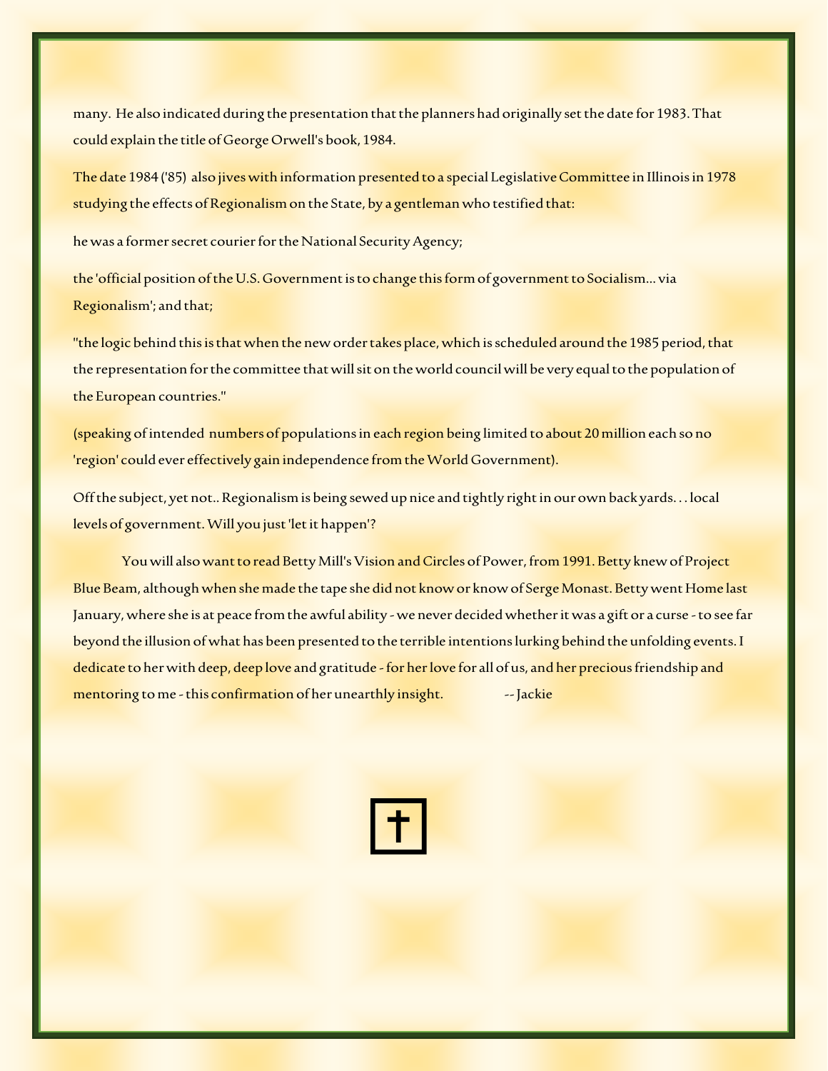many. He also indicated during the presentation that the planners had originally set the date for 1983. That could explain the title of George Orwell's book, 1984.

The date 1984 ('85) also jives with information presented to a special Legislative Committee in Illinois in 1978 studying the effects of Regionalism on the State, by a gentleman who testified that:

he was a former secret courier for the National Security Agency;

the 'official position of the U.S. Government is to change this form of government to Socialism... via Regionalism'; and that;

"the logic behind this is that when the new order takes place, which is scheduled around the 1985 period, that the representation for the committee that will sit on the world council will be very equal to the population of the European countries."

(speaking of intended numbers of populations in each region being limited to about 20 million each so no 'region' could ever effectively gain independence from the World Government).

Off the subject, yet not.. Regionalism is being sewed up nice and tightly right in our own back yards. . . local levels of government. Will you just 'let it happen'?

You will also want to read Betty Mill's Vision and Circles of Power, from 1991. Betty knew of Project Blue Beam, although when she made the tape she did not know or know of Serge Monast. Betty went Home last January, where she is at peace from the awful ability - we never decided whether it was a gift or a curse - to see far beyond the illusion of what has been presented to the terrible intentions lurking behind the unfolding events. I dedicate to her with deep, deep love and gratitude - for her love for all of us, and her precious friendship and mentoring to me - this confirmation of her unearthly insight. -- Jackie

✝